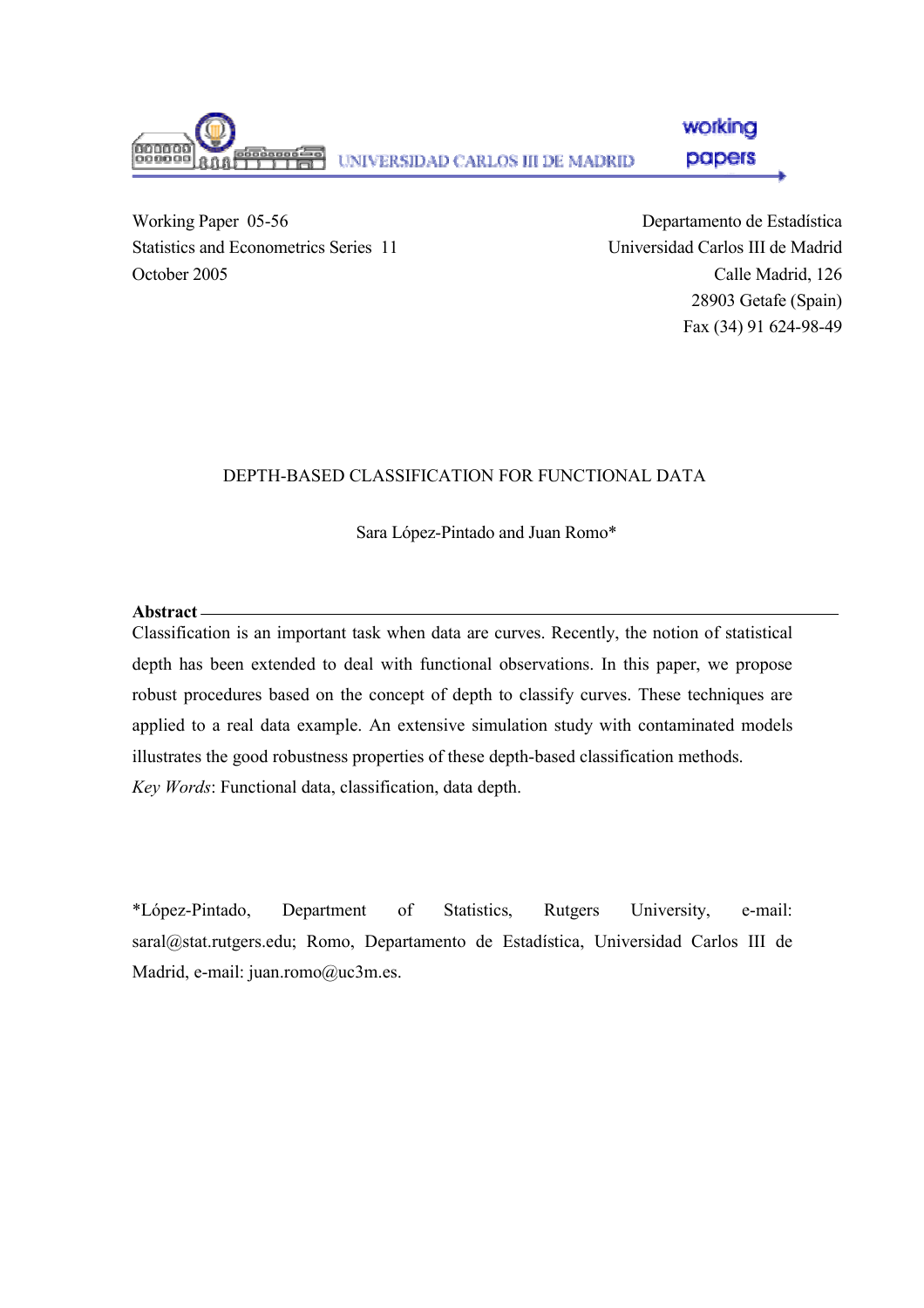UNIVERSIDAD CARLOS III DE MADRID

working papers

Working Paper 05-56
Statistics and Econometrics Series 11
October 2005

Departamento de Estadística
Universidad Carlos III de Madrid
Calle Madrid, 126
28903 Getafe (Spain)
Fax (34) 91 624-98-49

# DEPTH-BASED CLASSIFICATION FOR FUNCTIONAL DATA

Sara López-Pintado and Juan Romo*

**Abstract**

Classification is an important task when data are curves. Recently, the notion of statistical depth has been extended to deal with functional observations. In this paper, we propose robust procedures based on the concept of depth to classify curves. These techniques are applied to a real data example. An extensive simulation study with contaminated models illustrates the good robustness properties of these depth-based classification methods.

*Key Words*: Functional data, classification, data depth.

*López-Pintado, Department of Statistics, Rutgers University, e-mail: saral@stat.rutgers.edu; Romo, Departamento de Estadística, Universidad Carlos III de Madrid, e-mail: juan.romo@uc3m.es.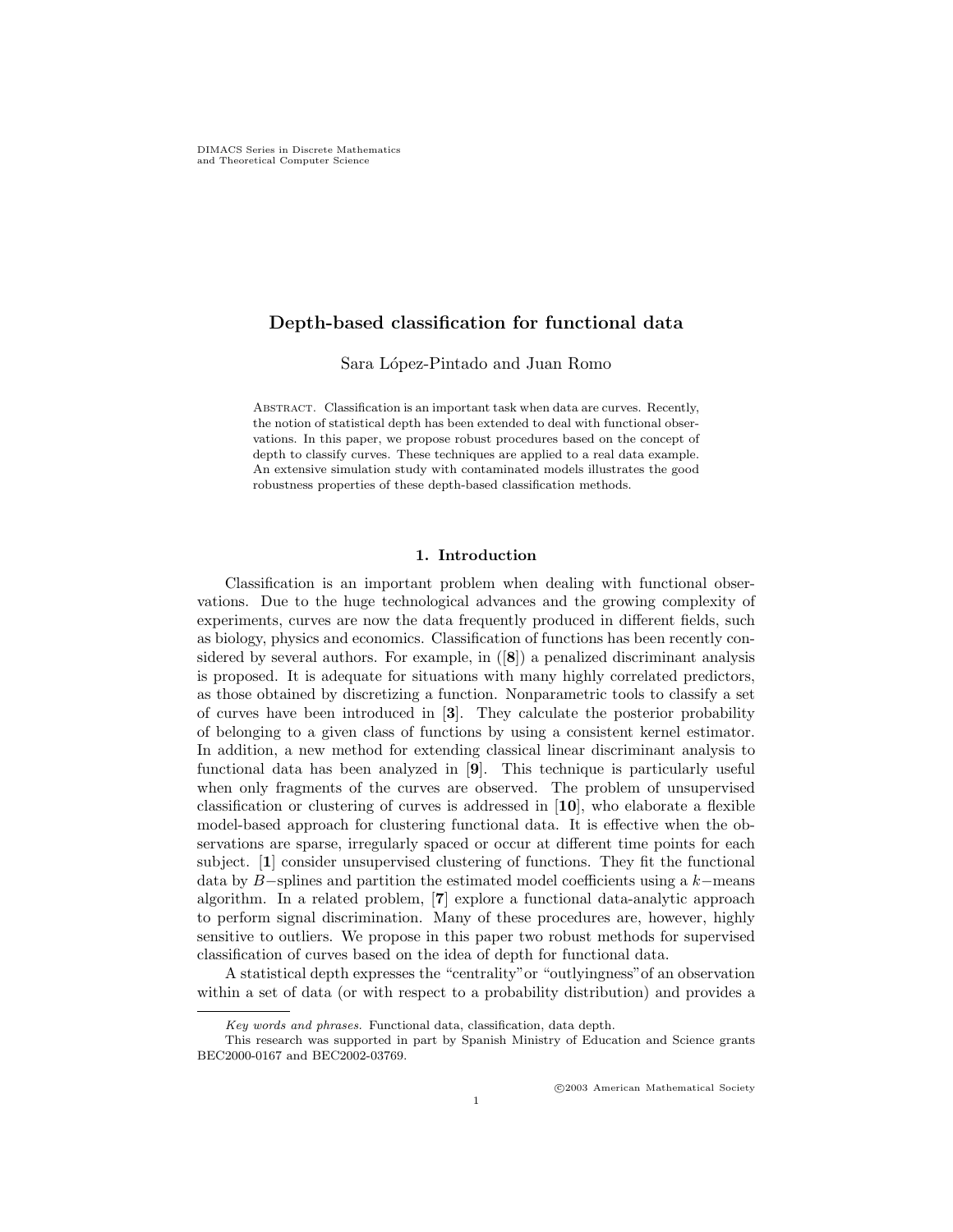DIMACS Series in Discrete Mathematics
and Theoretical Computer Science

# Depth-based classification for functional data

Sara López-Pintado and Juan Romo

Abstract. Classification is an important task when data are curves. Recently, the notion of statistical depth has been extended to deal with functional observations. In this paper, we propose robust procedures based on the concept of depth to classify curves. These techniques are applied to a real data example. An extensive simulation study with contaminated models illustrates the good robustness properties of these depth-based classification methods.

## 1. Introduction

Classification is an important problem when dealing with functional observations. Due to the huge technological advances and the growing complexity of experiments, curves are now the data frequently produced in different fields, such as biology, physics and economics. Classification of functions has been recently considered by several authors. For example, in ([**8**]) a penalized discriminant analysis is proposed. It is adequate for situations with many highly correlated predictors, as those obtained by discretizing a function. Nonparametric tools to classify a set of curves have been introduced in [**3**]. They calculate the posterior probability of belonging to a given class of functions by using a consistent kernel estimator. In addition, a new method for extending classical linear discriminant analysis to functional data has been analyzed in [**9**]. This technique is particularly useful when only fragments of the curves are observed. The problem of unsupervised classification or clustering of curves is addressed in [**10**], who elaborate a flexible model-based approach for clustering functional data. It is effective when the observations are sparse, irregularly spaced or occur at different time points for each subject. [**1**] consider unsupervised clustering of functions. They fit the functional data by $B-$splines and partition the estimated model coefficients using a $k-$means algorithm. In a related problem, [**7**] explore a functional data-analytic approach to perform signal discrimination. Many of these procedures are, however, highly sensitive to outliers. We propose in this paper two robust methods for supervised classification of curves based on the idea of depth for functional data.

A statistical depth expresses the "centrality" or "outlyingness" of an observation within a set of data (or with respect to a probability distribution) and provides a

*Key words and phrases.* Functional data, classification, data depth.

This research was supported in part by Spanish Ministry of Education and Science grants BEC2000-0167 and BEC2002-03769.

©2003 American Mathematical Society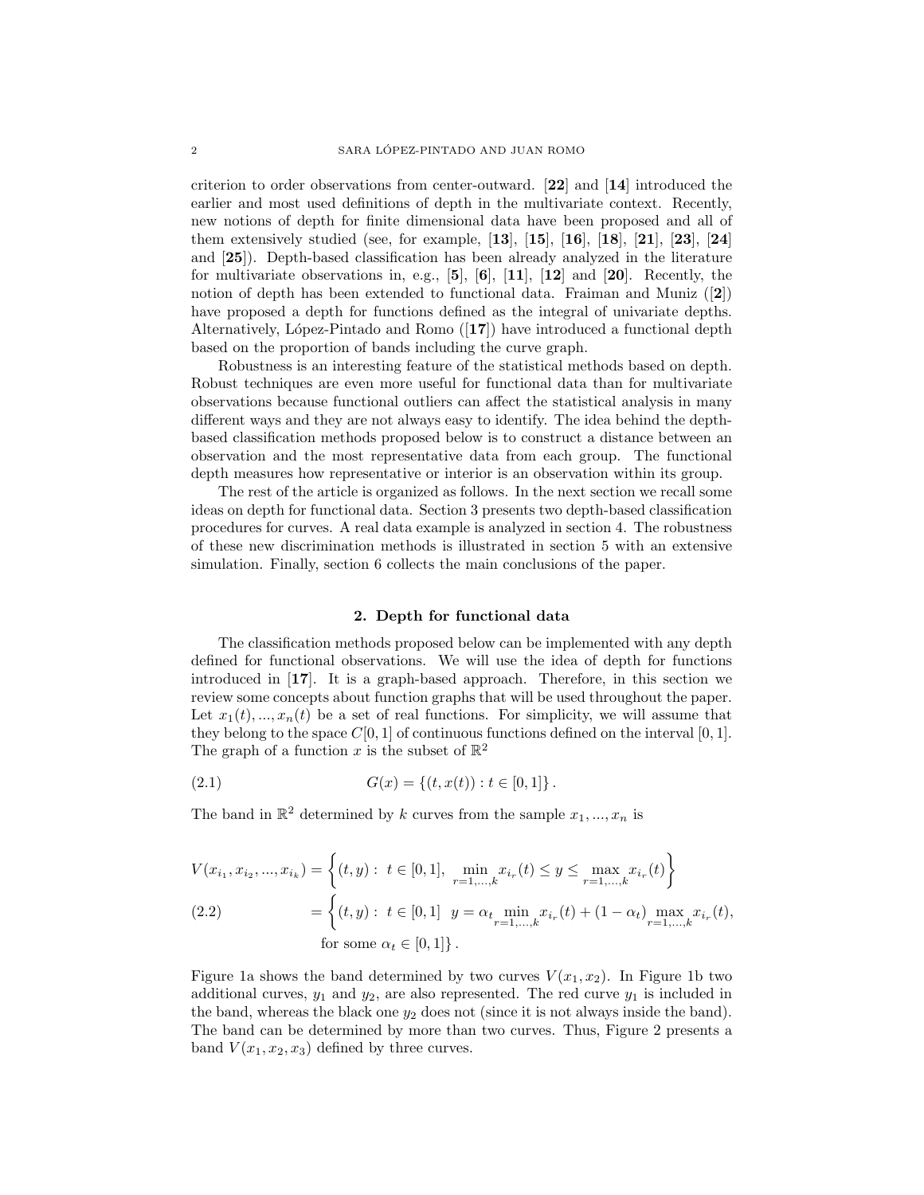criterion to order observations from center-outward. [**22**] and [**14**] introduced the earlier and most used definitions of depth in the multivariate context. Recently, new notions of depth for finite dimensional data have been proposed and all of them extensively studied (see, for example, [**13**], [**15**], [**16**], [**18**], [**21**], [**23**], [**24**] and [**25**]). Depth-based classification has been already analyzed in the literature for multivariate observations in, e.g., [**5**], [**6**], [**11**], [**12**] and [**20**]. Recently, the notion of depth has been extended to functional data. Fraiman and Muniz ([**2**]) have proposed a depth for functions defined as the integral of univariate depths. Alternatively, López-Pintado and Romo ([**17**]) have introduced a functional depth based on the proportion of bands including the curve graph.

Robustness is an interesting feature of the statistical methods based on depth. Robust techniques are even more useful for functional data than for multivariate observations because functional outliers can affect the statistical analysis in many different ways and they are not always easy to identify. The idea behind the depth-based classification methods proposed below is to construct a distance between an observation and the most representative data from each group. The functional depth measures how representative or interior is an observation within its group.

The rest of the article is organized as follows. In the next section we recall some ideas on depth for functional data. Section 3 presents two depth-based classification procedures for curves. A real data example is analyzed in section 4. The robustness of these new discrimination methods is illustrated in section 5 with an extensive simulation. Finally, section 6 collects the main conclusions of the paper.

## 2. Depth for functional data

The classification methods proposed below can be implemented with any depth defined for functional observations. We will use the idea of depth for functions introduced in [**17**]. It is a graph-based approach. Therefore, in this section we review some concepts about function graphs that will be used throughout the paper. Let $x_1(t), ..., x_n(t)$ be a set of real functions. For simplicity, we will assume that they belong to the space $C[0,1]$ of continuous functions defined on the interval $[0,1]$. The graph of a function $x$ is the subset of $\mathbb{R}^2$

$$G(x) = \{(t, x(t)) : t \in [0,1]\}. \tag{2.1}$$

The band in $\mathbb{R}^2$ determined by $k$ curves from the sample $x_1, ..., x_n$ is

$$\begin{aligned} V(x_{i_1}, x_{i_2}, ..., x_{i_k}) &= \left\{(t,y) : \ t \in [0,1], \ \min_{r=1,...,k} x_{i_r}(t) \leq y \leq \max_{r=1,...,k} x_{i_r}(t)\right\} \\ &= \left\{(t,y) : \ t \in [0,1] \ \ y = \alpha_t \min_{r=1,...,k} x_{i_r}(t) + (1-\alpha_t) \max_{r=1,...,k} x_{i_r}(t), \right. \\ &\qquad \left. \text{for some } \alpha_t \in [0,1]\right\}. \end{aligned} \tag{2.2}$$

Figure 1a shows the band determined by two curves $V(x_1, x_2)$. In Figure 1b two additional curves, $y_1$ and $y_2$, are also represented. The red curve $y_1$ is included in the band, whereas the black one $y_2$ does not (since it is not always inside the band). The band can be determined by more than two curves. Thus, Figure 2 presents a band $V(x_1, x_2, x_3)$ defined by three curves.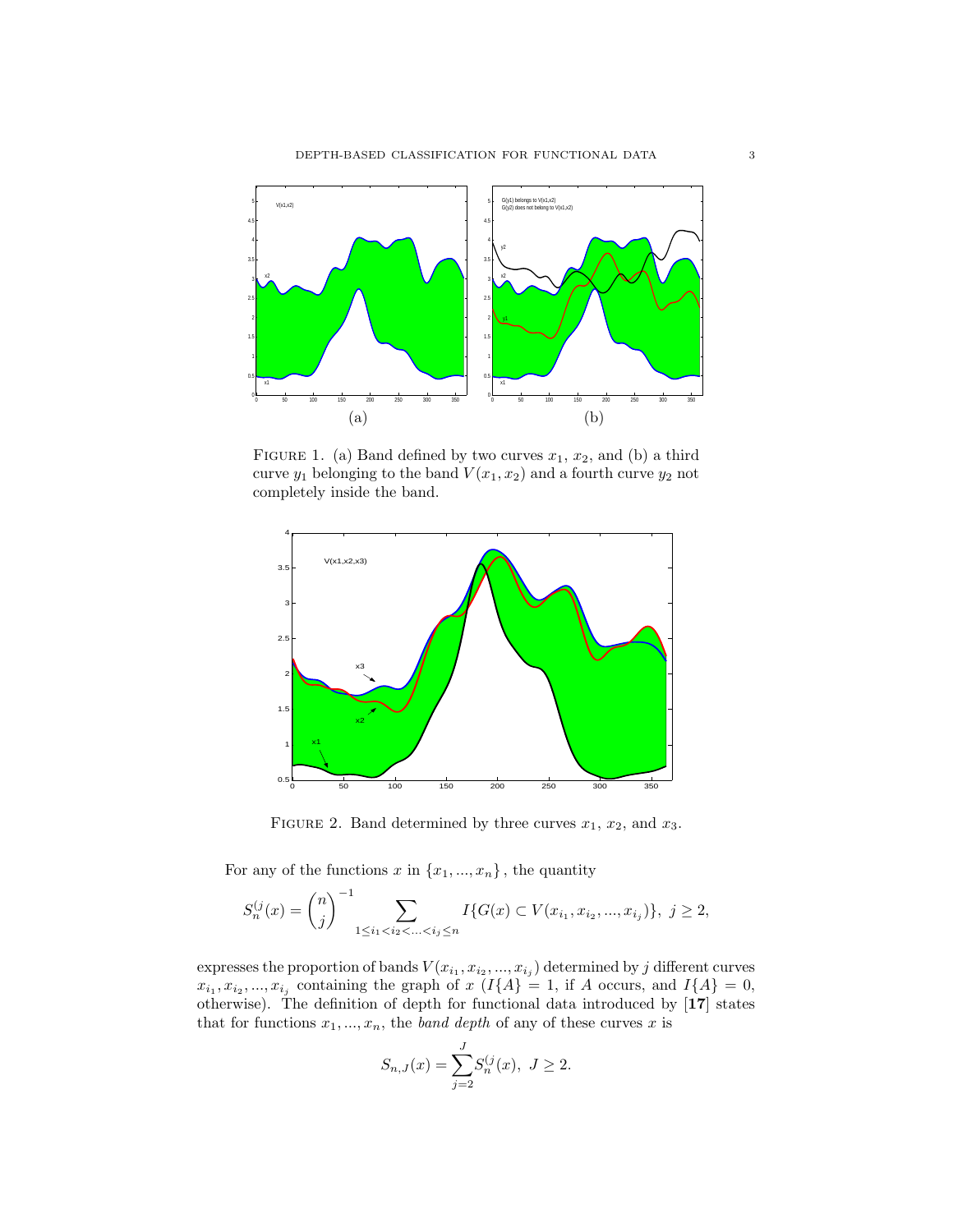FIGURE 1. (a) Band defined by two curves $x_1$, $x_2$, and (b) a third curve $y_1$ belonging to the band $V(x_1, x_2)$ and a fourth curve $y_2$ not completely inside the band.

FIGURE 2. Band determined by three curves $x_1$, $x_2$, and $x_3$.

For any of the functions $x$ in $\{x_1, ..., x_n\}$, the quantity

$$S_n^{(j)}(x) = \binom{n}{j}^{-1} \sum_{1 \le i_1 < i_2 < ... < i_j \le n} I\{G(x) \subset V(x_{i_1}, x_{i_2}, ..., x_{i_j})\}, \ j \ge 2,$$

expresses the proportion of bands $V(x_{i_1}, x_{i_2}, ..., x_{i_j})$ determined by $j$ different curves $x_{i_1}, x_{i_2}, ..., x_{i_j}$ containing the graph of $x$ ($I\{A\} = 1$, if $A$ occurs, and $I\{A\} = 0$, otherwise). The definition of depth for functional data introduced by [**17**] states that for functions $x_1, ..., x_n$, the *band depth* of any of these curves $x$ is

$$S_{n,J}(x) = \sum_{j=2}^{J} S_n^{(j)}(x), \ J \ge 2.$$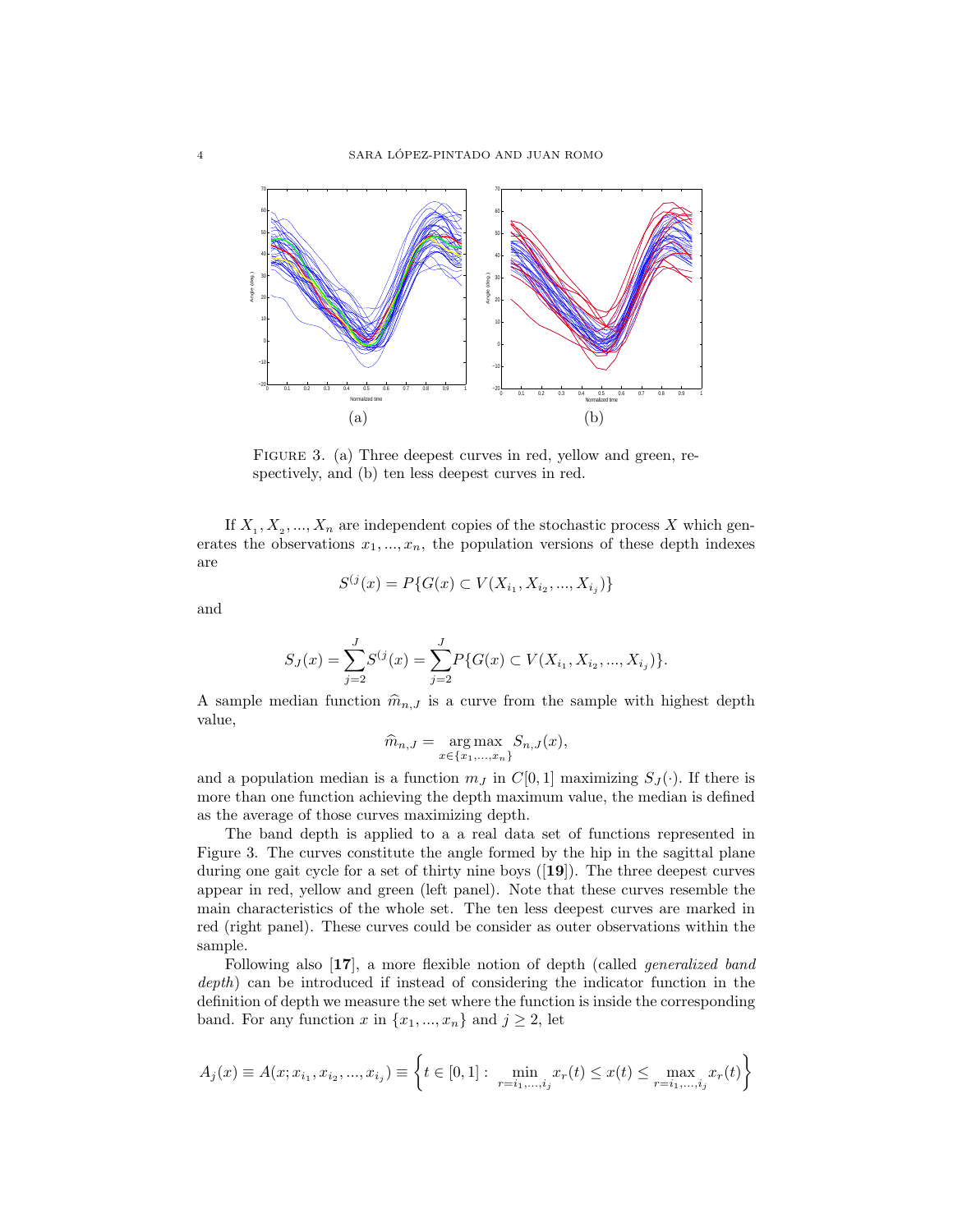FIGURE 3. (a) Three deepest curves in red, yellow and green, respectively, and (b) ten less deepest curves in red.

If $X_1, X_2, ..., X_n$ are independent copies of the stochastic process $X$ which generates the observations $x_1, ..., x_n$, the population versions of these depth indexes are

$$S^{(j}(x) = P\{G(x) \subset V(X_{i_1}, X_{i_2}, ..., X_{i_j})\}$$

and

$$S_J(x) = \sum_{j=2}^{J} S^{(j}(x) = \sum_{j=2}^{J} P\{G(x) \subset V(X_{i_1}, X_{i_2}, ..., X_{i_j})\}.$$

A sample median function $\widehat{m}_{n,J}$ is a curve from the sample with highest depth value,

$$\widehat{m}_{n,J} = \underset{x \in \{x_1, ..., x_n\}}{\arg\max} \, S_{n,J}(x),$$

and a population median is a function $m_J$ in $C[0,1]$ maximizing $S_J(\cdot)$. If there is more than one function achieving the depth maximum value, the median is defined as the average of those curves maximizing depth.

The band depth is applied to a a real data set of functions represented in Figure 3. The curves constitute the angle formed by the hip in the sagittal plane during one gait cycle for a set of thirty nine boys ([**19**]). The three deepest curves appear in red, yellow and green (left panel). Note that these curves resemble the main characteristics of the whole set. The ten less deepest curves are marked in red (right panel). These curves could be consider as outer observations within the sample.

Following also [**17**], a more flexible notion of depth (called *generalized band depth*) can be introduced if instead of considering the indicator function in the definition of depth we measure the set where the function is inside the corresponding band. For any function $x$ in $\{x_1, ..., x_n\}$ and $j \geq 2$, let

$$A_j(x) \equiv A(x; x_{i_1}, x_{i_2}, ..., x_{i_j}) \equiv \left\{ t \in [0,1] : \min_{r=i_1,...,i_j} x_r(t) \leq x(t) \leq \max_{r=i_1,...,i_j} x_r(t) \right\}$$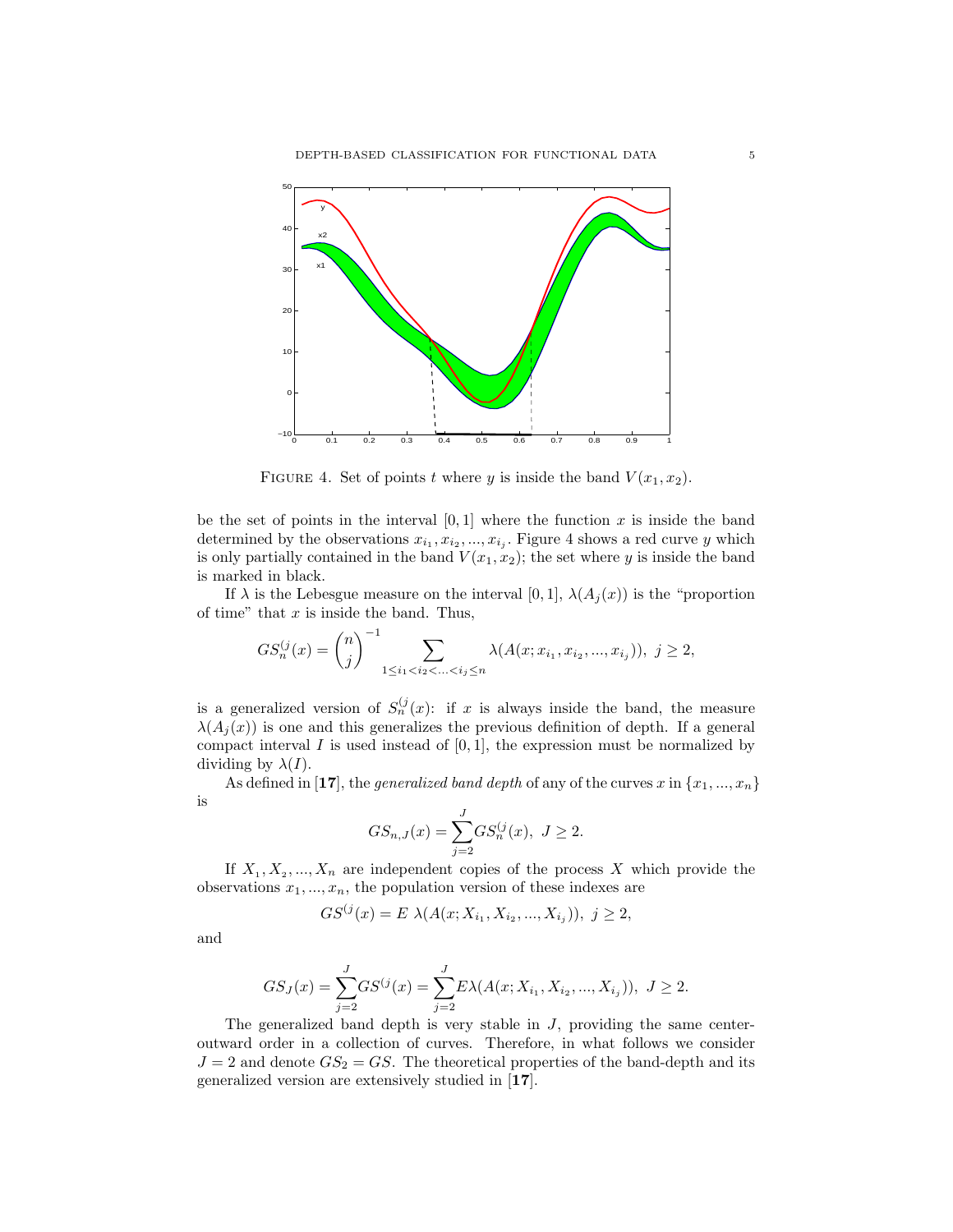FIGURE 4. Set of points $t$ where $y$ is inside the band $V(x_1, x_2)$.

be the set of points in the interval $[0, 1]$ where the function $x$ is inside the band determined by the observations $x_{i_1}, x_{i_2}, ..., x_{i_j}$. Figure 4 shows a red curve $y$ which is only partially contained in the band $V(x_1, x_2)$; the set where $y$ is inside the band is marked in black.

If $\lambda$ is the Lebesgue measure on the interval $[0, 1]$, $\lambda(A_j(x))$ is the "proportion of time" that $x$ is inside the band. Thus,

$$GS_n^{(j}(x) = \binom{n}{j}^{-1} \sum_{1 \le i_1 < i_2 < ... < i_j \le n} \lambda(A(x; x_{i_1}, x_{i_2}, ..., x_{i_j})), \ j \ge 2,$$

is a generalized version of $S_n^{(j}(x)$: if $x$ is always inside the band, the measure $\lambda(A_j(x))$ is one and this generalizes the previous definition of depth. If a general compact interval $I$ is used instead of $[0, 1]$, the expression must be normalized by dividing by $\lambda(I)$.

As defined in [**17**], the *generalized band depth* of any of the curves $x$ in $\{x_1, ..., x_n\}$ is

$$GS_{n,J}(x) = \sum_{j=2}^{J} GS_n^{(j}(x), \ J \ge 2.$$

If $X_1, X_2, ..., X_n$ are independent copies of the process $X$ which provide the observations $x_1, ..., x_n$, the population version of these indexes are

$$GS^{(j}(x) = E \ \lambda(A(x; X_{i_1}, X_{i_2}, ..., X_{i_j})), \ j \ge 2,$$

and

$$GS_J(x) = \sum_{j=2}^{J} GS^{(j}(x) = \sum_{j=2}^{J} E\lambda(A(x; X_{i_1}, X_{i_2}, ..., X_{i_j})), \ J \ge 2.$$

The generalized band depth is very stable in $J$, providing the same center-outward order in a collection of curves. Therefore, in what follows we consider $J = 2$ and denote $GS_2 = GS$. The theoretical properties of the band-depth and its generalized version are extensively studied in [**17**].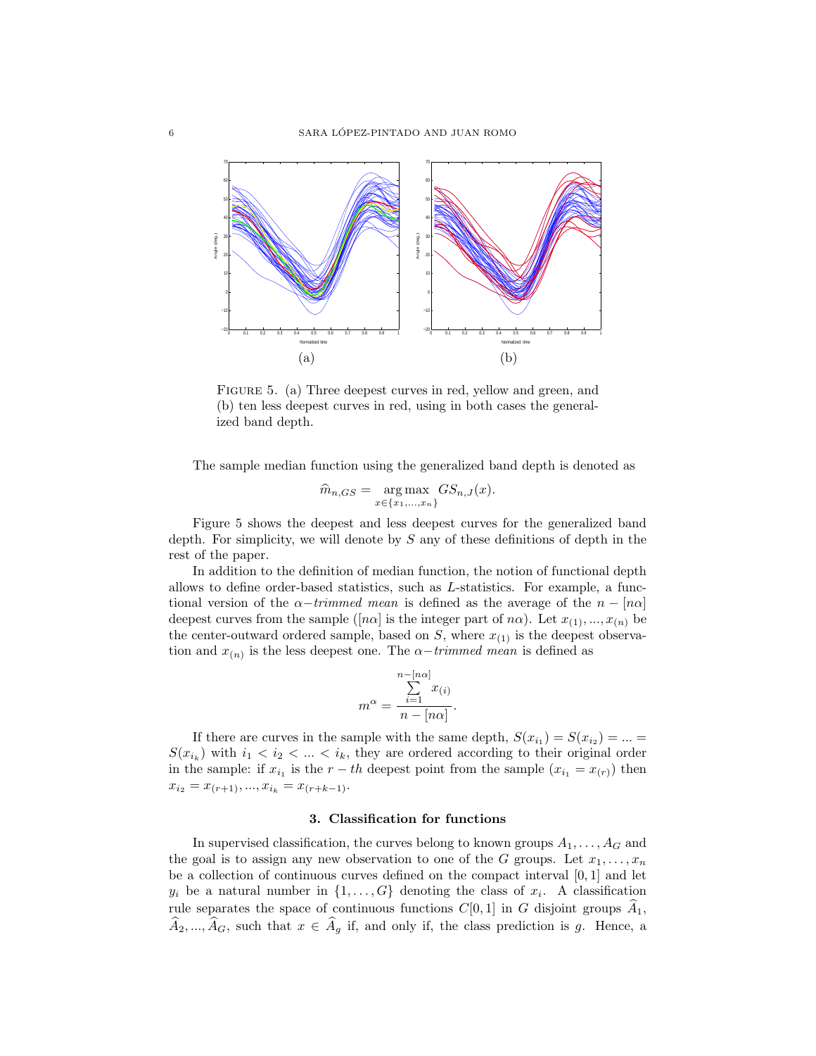FIGURE 5. (a) Three deepest curves in red, yellow and green, and (b) ten less deepest curves in red, using in both cases the generalized band depth.

The sample median function using the generalized band depth is denoted as

$$\widehat{m}_{n,GS} = \underset{x \in \{x_1,\ldots,x_n\}}{\arg\max} \; GS_{n,J}(x).$$

Figure 5 shows the deepest and less deepest curves for the generalized band depth. For simplicity, we will denote by $S$ any of these definitions of depth in the rest of the paper.

In addition to the definition of median function, the notion of functional depth allows to define order-based statistics, such as $L$-statistics. For example, a functional version of the $\alpha-$*trimmed mean* is defined as the average of the $n - [n\alpha]$ deepest curves from the sample ($[n\alpha]$ is the integer part of $n\alpha$). Let $x_{(1)}, ..., x_{(n)}$ be the center-outward ordered sample, based on $S$, where $x_{(1)}$ is the deepest observation and $x_{(n)}$ is the less deepest one. The $\alpha-$*trimmed mean* is defined as

$$m^{\alpha} = \frac{\sum\limits_{i=1}^{n-[n\alpha]} x_{(i)}}{n - [n\alpha]}.$$

If there are curves in the sample with the same depth, $S(x_{i_1}) = S(x_{i_2}) = ... = S(x_{i_k})$ with $i_1 < i_2 < ... < i_k$, they are ordered according to their original order in the sample: if $x_{i_1}$ is the $r-th$ deepest point from the sample ($x_{i_1} = x_{(r)}$) then $x_{i_2} = x_{(r+1)}, ..., x_{i_k} = x_{(r+k-1)}$.

## 3. Classification for functions

In supervised classification, the curves belong to known groups $A_1, \ldots, A_G$ and the goal is to assign any new observation to one of the $G$ groups. Let $x_1, \ldots, x_n$ be a collection of continuous curves defined on the compact interval $[0,1]$ and let $y_i$ be a natural number in $\{1, \ldots, G\}$ denoting the class of $x_i$. A classification rule separates the space of continuous functions $C[0,1]$ in $G$ disjoint groups $\widehat{A}_1$, $\widehat{A}_2, ..., \widehat{A}_G$, such that $x \in \widehat{A}_g$ if, and only if, the class prediction is $g$. Hence, a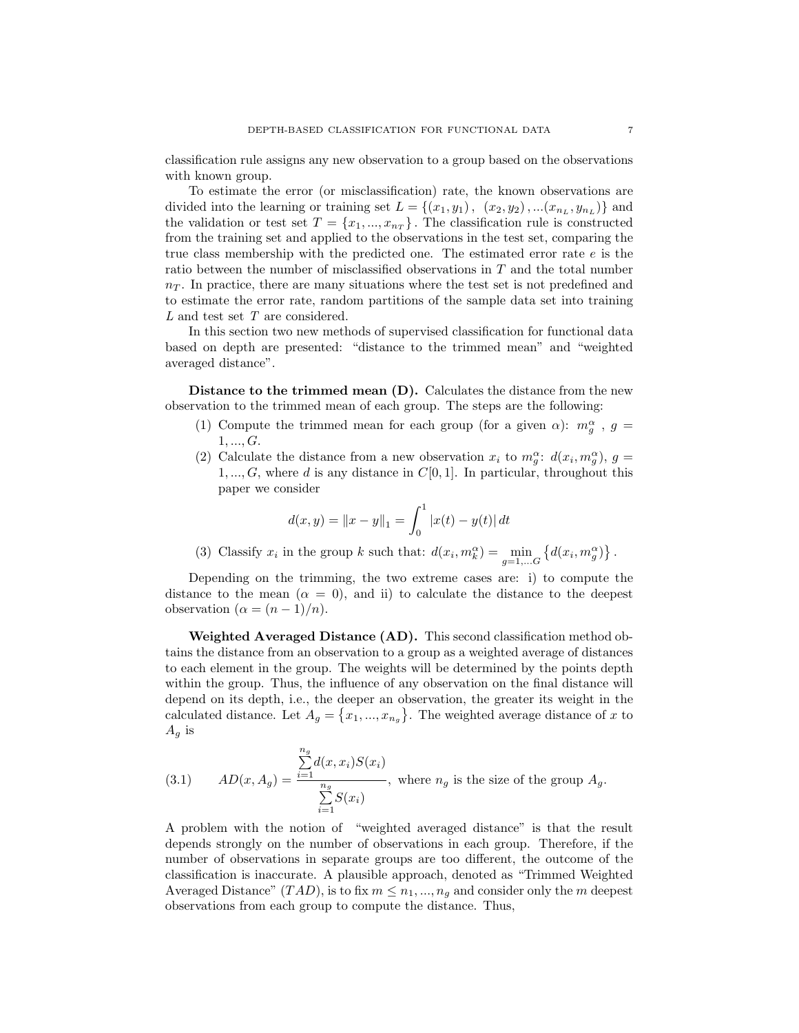classification rule assigns any new observation to a group based on the observations with known group.

To estimate the error (or misclassification) rate, the known observations are divided into the learning or training set $L = \{(x_1, y_1),\ (x_2, y_2), ...(x_{n_L}, y_{n_L})\}$ and the validation or test set $T = \{x_1, ..., x_{n_T}\}$. The classification rule is constructed from the training set and applied to the observations in the test set, comparing the true class membership with the predicted one. The estimated error rate $e$ is the ratio between the number of misclassified observations in $T$ and the total number $n_T$. In practice, there are many situations where the test set is not predefined and to estimate the error rate, random partitions of the sample data set into training $L$ and test set $T$ are considered.

In this section two new methods of supervised classification for functional data based on depth are presented: "distance to the trimmed mean" and "weighted averaged distance".

**Distance to the trimmed mean (D).** Calculates the distance from the new observation to the trimmed mean of each group. The steps are the following:

1. Compute the trimmed mean for each group (for a given $\alpha$): $m_g^\alpha$ , $g = 1, ..., G$.
2. Calculate the distance from a new observation $x_i$ to $m_g^\alpha$: $d(x_i, m_g^\alpha)$, $g = 1, ..., G$, where $d$ is any distance in $C[0, 1]$. In particular, throughout this paper we consider
$$d(x, y) = \|x - y\|_1 = \int_0^1 |x(t) - y(t)|\, dt$$
3. Classify $x_i$ in the group $k$ such that: $d(x_i, m_k^\alpha) = \min_{g=1,...G} \left\{d(x_i, m_g^\alpha)\right\}$.

Depending on the trimming, the two extreme cases are: i) to compute the distance to the mean ($\alpha = 0$), and ii) to calculate the distance to the deepest observation ($\alpha = (n-1)/n$).

**Weighted Averaged Distance (AD).** This second classification method obtains the distance from an observation to a group as a weighted average of distances to each element in the group. The weights will be determined by the points depth within the group. Thus, the influence of any observation on the final distance will depend on its depth, i.e., the deeper an observation, the greater its weight in the calculated distance. Let $A_g = \left\{x_1, ..., x_{n_g}\right\}$. The weighted average distance of $x$ to $A_g$ is

$$AD(x, A_g) = \frac{\sum_{i=1}^{n_g} d(x, x_i) S(x_i)}{\sum_{i=1}^{n_g} S(x_i)}, \text{ where } n_g \text{ is the size of the group } A_g. \tag{3.1}$$

A problem with the notion of "weighted averaged distance" is that the result depends strongly on the number of observations in each group. Therefore, if the number of observations in separate groups are too different, the outcome of the classification is inaccurate. A plausible approach, denoted as "Trimmed Weighted Averaged Distance" ($TAD$), is to fix $m \leq n_1, ..., n_g$ and consider only the $m$ deepest observations from each group to compute the distance. Thus,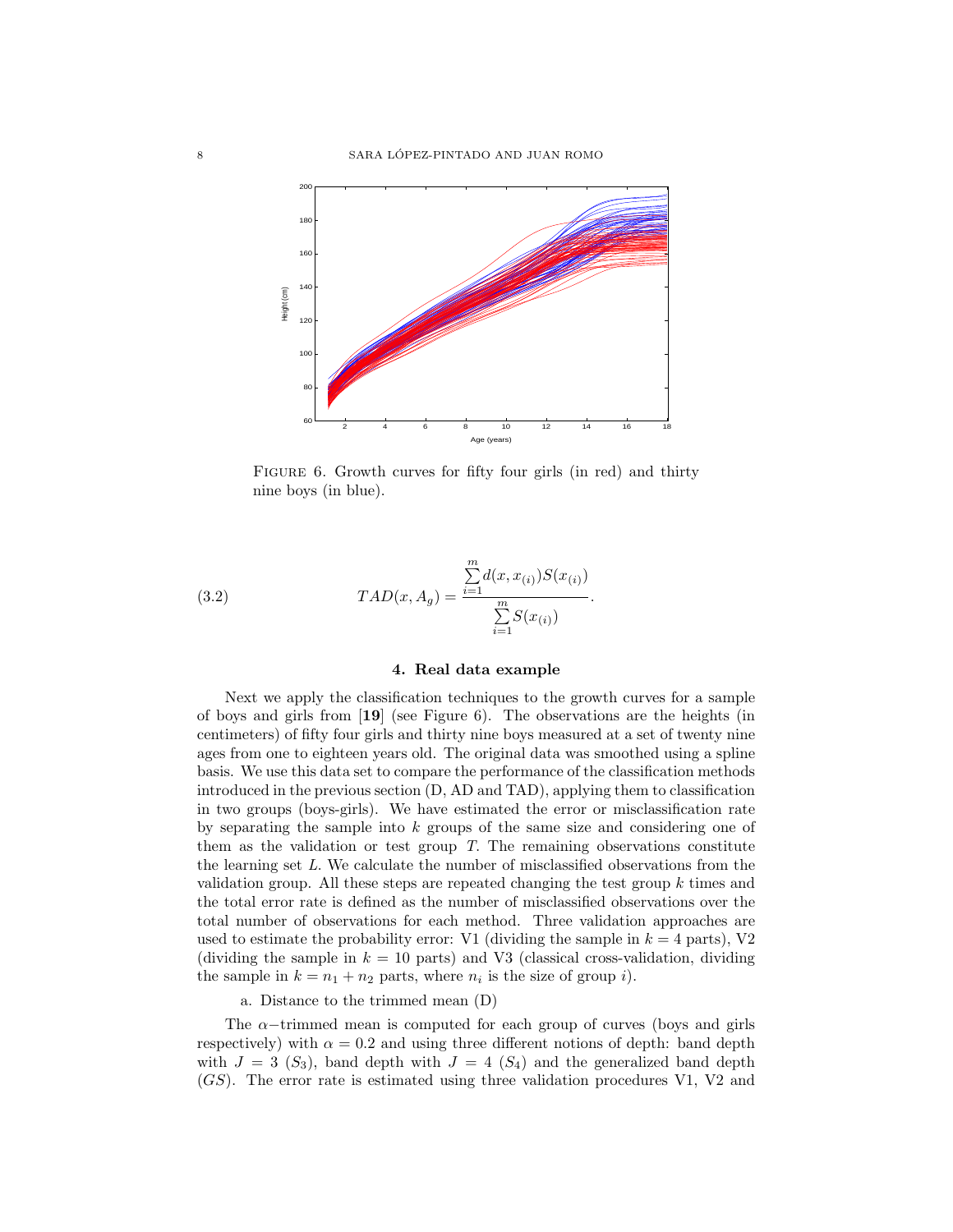FIGURE 6. Growth curves for fifty four girls (in red) and thirty nine boys (in blue).

$$TAD(x, A_g) = \frac{\sum_{i=1}^{m} d(x, x_{(i)}) S(x_{(i)})}{\sum_{i=1}^{m} S(x_{(i)})}. \tag{3.2}$$

## 4. Real data example

Next we apply the classification techniques to the growth curves for a sample of boys and girls from [**19**] (see Figure 6). The observations are the heights (in centimeters) of fifty four girls and thirty nine boys measured at a set of twenty nine ages from one to eighteen years old. The original data was smoothed using a spline basis. We use this data set to compare the performance of the classification methods introduced in the previous section (D, AD and TAD), applying them to classification in two groups (boys-girls). We have estimated the error or misclassification rate by separating the sample into $k$ groups of the same size and considering one of them as the validation or test group $T$. The remaining observations constitute the learning set $L$. We calculate the number of misclassified observations from the validation group. All these steps are repeated changing the test group $k$ times and the total error rate is defined as the number of misclassified observations over the total number of observations for each method. Three validation approaches are used to estimate the probability error: V1 (dividing the sample in $k = 4$ parts), V2 (dividing the sample in $k = 10$ parts) and V3 (classical cross-validation, dividing the sample in $k = n_1 + n_2$ parts, where $n_i$ is the size of group $i$).

a. Distance to the trimmed mean (D)

The $\alpha-$trimmed mean is computed for each group of curves (boys and girls respectively) with $\alpha = 0.2$ and using three different notions of depth: band depth with $J = 3$ ($S_3$), band depth with $J = 4$ ($S_4$) and the generalized band depth ($GS$). The error rate is estimated using three validation procedures V1, V2 and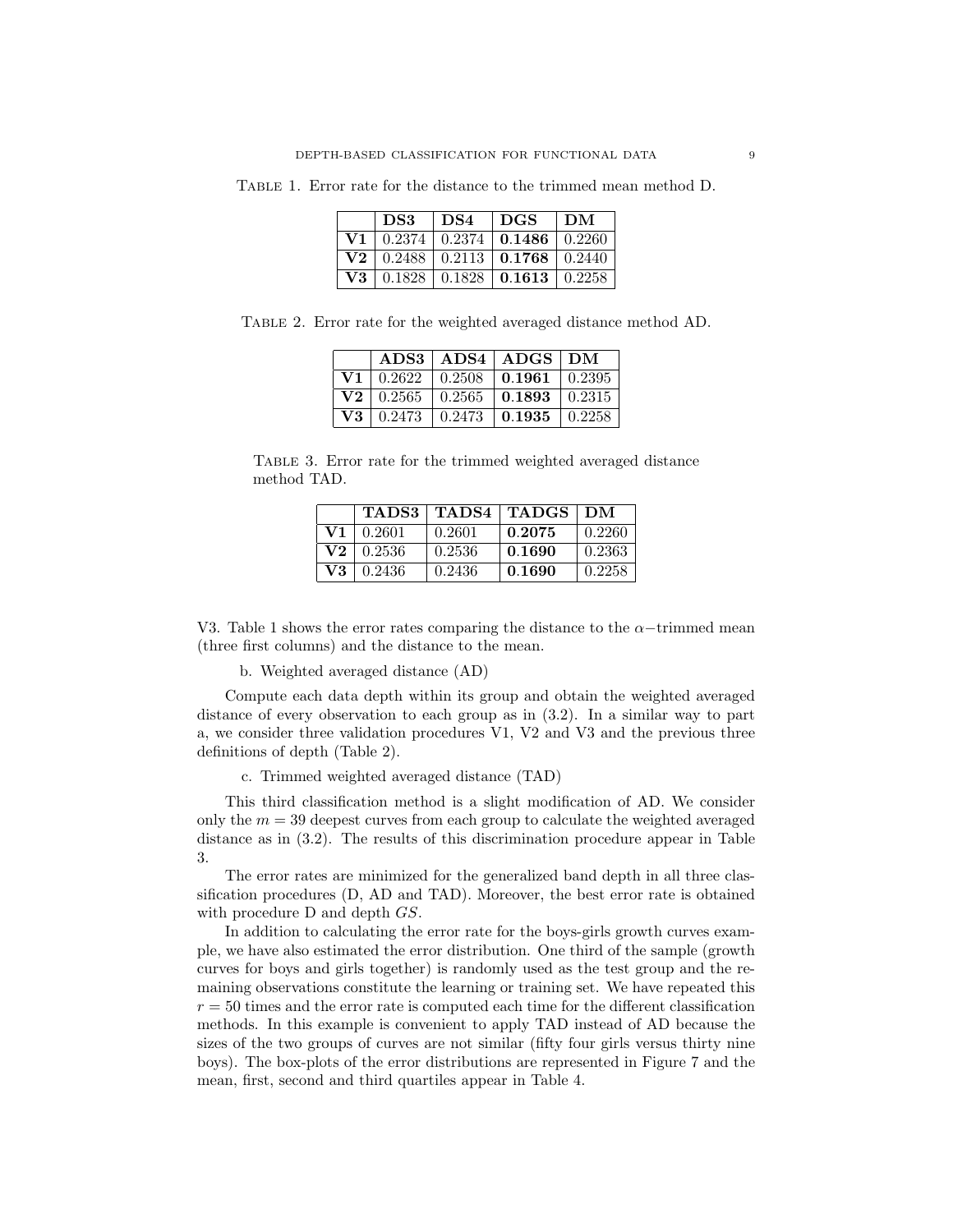Table 1. Error rate for the distance to the trimmed mean method D.

| | **DS3** | **DS4** | **DGS** | **DM** |
|---|---|---|---|---|
| **V1** | 0.2374 | 0.2374 | **0.1486** | 0.2260 |
| **V2** | 0.2488 | 0.2113 | **0.1768** | 0.2440 |
| **V3** | 0.1828 | 0.1828 | **0.1613** | 0.2258 |

Table 2. Error rate for the weighted averaged distance method AD.

| | **ADS3** | **ADS4** | **ADGS** | **DM** |
|---|---|---|---|---|
| **V1** | 0.2622 | 0.2508 | **0.1961** | 0.2395 |
| **V2** | 0.2565 | 0.2565 | **0.1893** | 0.2315 |
| **V3** | 0.2473 | 0.2473 | **0.1935** | 0.2258 |

Table 3. Error rate for the trimmed weighted averaged distance method TAD.

| | **TADS3** | **TADS4** | **TADGS** | **DM** |
|---|---|---|---|---|
| **V1** | 0.2601 | 0.2601 | **0.2075** | 0.2260 |
| **V2** | 0.2536 | 0.2536 | **0.1690** | 0.2363 |
| **V3** | 0.2436 | 0.2436 | **0.1690** | 0.2258 |

V3. Table 1 shows the error rates comparing the distance to the $\alpha-$trimmed mean (three first columns) and the distance to the mean.

b. Weighted averaged distance (AD)

Compute each data depth within its group and obtain the weighted averaged distance of every observation to each group as in (3.2). In a similar way to part a, we consider three validation procedures V1, V2 and V3 and the previous three definitions of depth (Table 2).

c. Trimmed weighted averaged distance (TAD)

This third classification method is a slight modification of AD. We consider only the $m = 39$ deepest curves from each group to calculate the weighted averaged distance as in (3.2). The results of this discrimination procedure appear in Table 3.

The error rates are minimized for the generalized band depth in all three classification procedures (D, AD and TAD). Moreover, the best error rate is obtained with procedure D and depth $GS$.

In addition to calculating the error rate for the boys-girls growth curves example, we have also estimated the error distribution. One third of the sample (growth curves for boys and girls together) is randomly used as the test group and the remaining observations constitute the learning or training set. We have repeated this $r = 50$ times and the error rate is computed each time for the different classification methods. In this example is convenient to apply TAD instead of AD because the sizes of the two groups of curves are not similar (fifty four girls versus thirty nine boys). The box-plots of the error distributions are represented in Figure 7 and the mean, first, second and third quartiles appear in Table 4.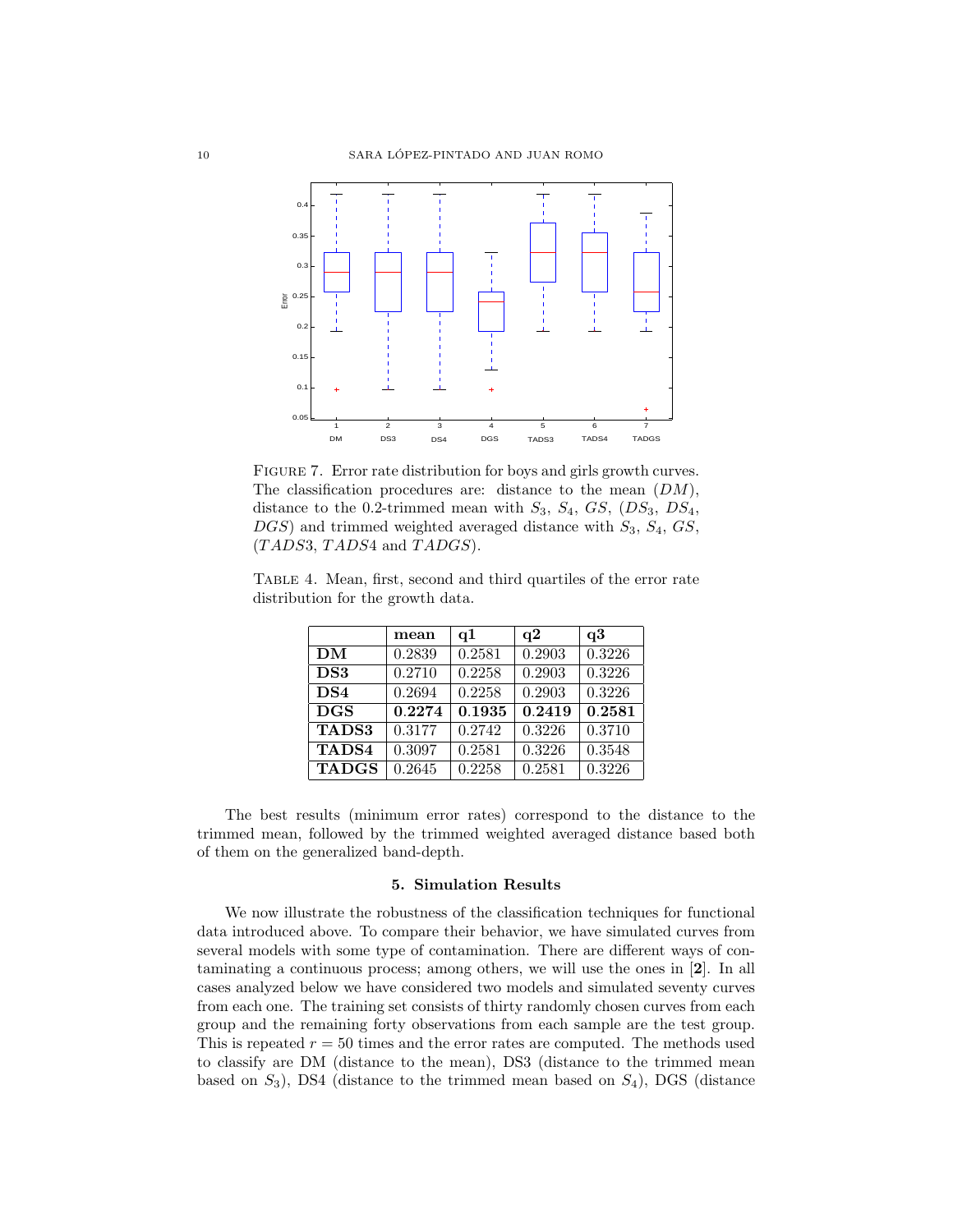FIGURE 7. Error rate distribution for boys and girls growth curves. The classification procedures are: distance to the mean ($DM$), distance to the 0.2-trimmed mean with $S_3$, $S_4$, $GS$, ($DS_3$, $DS_4$, $DGS$) and trimmed weighted averaged distance with $S_3$, $S_4$, $GS$, ($TADS3$, $TADS4$ and $TADGS$).

TABLE 4. Mean, first, second and third quartiles of the error rate distribution for the growth data.

| | **mean** | **q1** | **q2** | **q3** |
|---|---|---|---|---|
| **DM** | 0.2839 | 0.2581 | 0.2903 | 0.3226 |
| **DS3** | 0.2710 | 0.2258 | 0.2903 | 0.3226 |
| **DS4** | 0.2694 | 0.2258 | 0.2903 | 0.3226 |
| **DGS** | **0.2274** | **0.1935** | **0.2419** | **0.2581** |
| **TADS3** | 0.3177 | 0.2742 | 0.3226 | 0.3710 |
| **TADS4** | 0.3097 | 0.2581 | 0.3226 | 0.3548 |
| **TADGS** | 0.2645 | 0.2258 | 0.2581 | 0.3226 |

The best results (minimum error rates) correspond to the distance to the trimmed mean, followed by the trimmed weighted averaged distance based both of them on the generalized band-depth.

## 5. Simulation Results

We now illustrate the robustness of the classification techniques for functional data introduced above. To compare their behavior, we have simulated curves from several models with some type of contamination. There are different ways of contaminating a continuous process; among others, we will use the ones in [**2**]. In all cases analyzed below we have considered two models and simulated seventy curves from each one. The training set consists of thirty randomly chosen curves from each group and the remaining forty observations from each sample are the test group. This is repeated $r = 50$ times and the error rates are computed. The methods used to classify are DM (distance to the mean), DS3 (distance to the trimmed mean based on $S_3$), DS4 (distance to the trimmed mean based on $S_4$), DGS (distance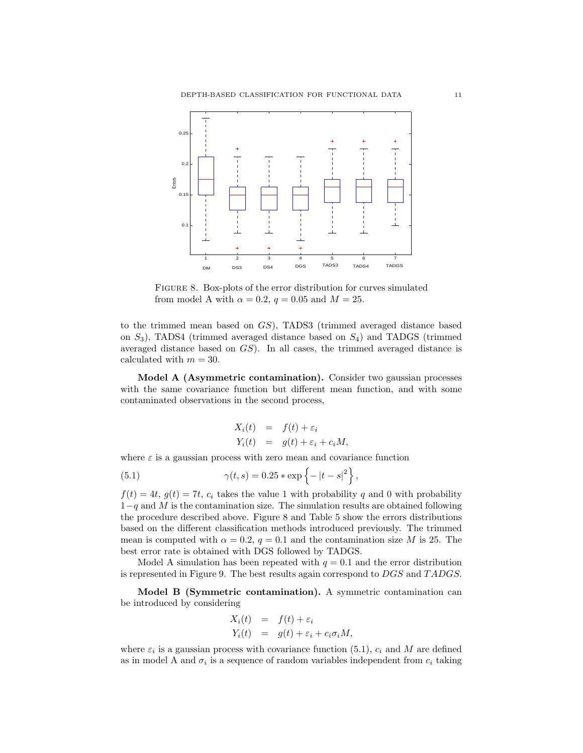Figure 8. Box-plots of the error distribution for curves simulated from model A with $\alpha = 0.2$, $q = 0.05$ and $M = 25$.

to the trimmed mean based on $GS$), TADS3 (trimmed averaged distance based on $S_3$), TADS4 (trimmed averaged distance based on $S_4$) and TADGS (trimmed averaged distance based on $GS$). In all cases, the trimmed averaged distance is calculated with $m = 30$.

**Model A (Asymmetric contamination).** Consider two gaussian processes with the same covariance function but different mean function, and with some contaminated observations in the second process,

$$
\begin{aligned}
X_i(t) &= f(t) + \varepsilon_i \\
Y_i(t) &= g(t) + \varepsilon_i + c_i M,
\end{aligned}
$$

where $\varepsilon$ is a gaussian process with zero mean and covariance function

$$
\gamma(t,s) = 0.25 * \exp\left\{ -|t-s|^2 \right\}, \tag{5.1}
$$

$f(t) = 4t$, $g(t) = 7t$, $c_i$ takes the value 1 with probability $q$ and 0 with probability $1-q$ and $M$ is the contamination size. The simulation results are obtained following the procedure described above. Figure 8 and Table 5 show the errors distributions based on the different classification methods introduced previously. The trimmed mean is computed with $\alpha = 0.2$, $q = 0.1$ and the contamination size $M$ is 25. The best error rate is obtained with DGS followed by TADGS.

Model A simulation has been repeated with $q = 0.1$ and the error distribution is represented in Figure 9. The best results again correspond to $DGS$ and $TADGS$.

**Model B (Symmetric contamination).** A symmetric contamination can be introduced by considering

$$
\begin{aligned}
X_i(t) &= f(t) + \varepsilon_i \\
Y_i(t) &= g(t) + \varepsilon_i + c_i \sigma_i M,
\end{aligned}
$$

where $\varepsilon_i$ is a gaussian process with covariance function (5.1), $c_i$ and $M$ are defined as in model A and $\sigma_i$ is a sequence of random variables independent from $c_i$ taking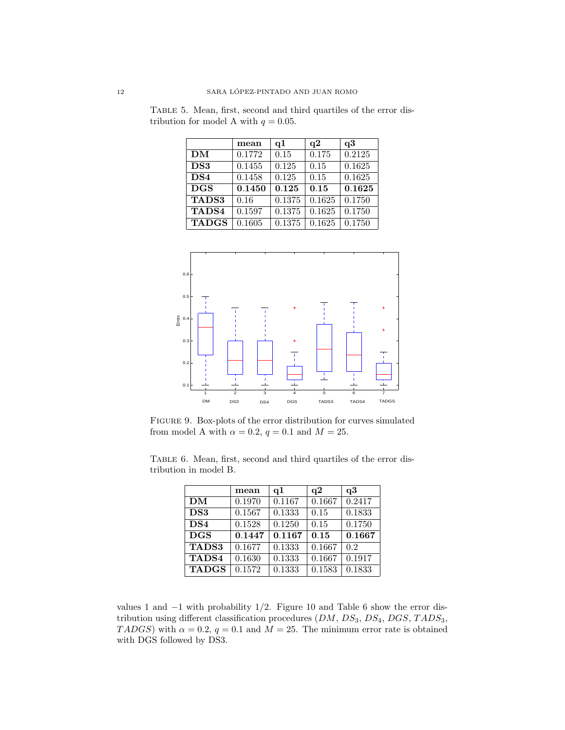Table 5. Mean, first, second and third quartiles of the error distribution for model A with $q = 0.05$.

| | **mean** | **q1** | **q2** | **q3** |
|---|---|---|---|---|
| **DM** | 0.1772 | 0.15 | 0.175 | 0.2125 |
| **DS3** | 0.1455 | 0.125 | 0.15 | 0.1625 |
| **DS4** | 0.1458 | 0.125 | 0.15 | 0.1625 |
| **DGS** | **0.1450** | **0.125** | **0.15** | **0.1625** |
| **TADS3** | 0.16 | 0.1375 | 0.1625 | 0.1750 |
| **TADS4** | 0.1597 | 0.1375 | 0.1625 | 0.1750 |
| **TADGS** | 0.1605 | 0.1375 | 0.1625 | 0.1750 |

Figure 9. Box-plots of the error distribution for curves simulated from model A with $\alpha = 0.2$, $q = 0.1$ and $M = 25$.

Table 6. Mean, first, second and third quartiles of the error distribution in model B.

| | **mean** | **q1** | **q2** | **q3** |
|---|---|---|---|---|
| **DM** | 0.1970 | 0.1167 | 0.1667 | 0.2417 |
| **DS3** | 0.1567 | 0.1333 | 0.15 | 0.1833 |
| **DS4** | 0.1528 | 0.1250 | 0.15 | 0.1750 |
| **DGS** | **0.1447** | **0.1167** | **0.15** | **0.1667** |
| **TADS3** | 0.1677 | 0.1333 | 0.1667 | 0.2 |
| **TADS4** | 0.1630 | 0.1333 | 0.1667 | 0.1917 |
| **TADGS** | 0.1572 | 0.1333 | 0.1583 | 0.1833 |

values 1 and $-1$ with probability $1/2$. Figure 10 and Table 6 show the error distribution using different classification procedures ($DM$, $DS_3$, $DS_4$, $DGS$, $TADS_3$, $TADGS$) with $\alpha = 0.2$, $q = 0.1$ and $M = 25$. The minimum error rate is obtained with DGS followed by DS3.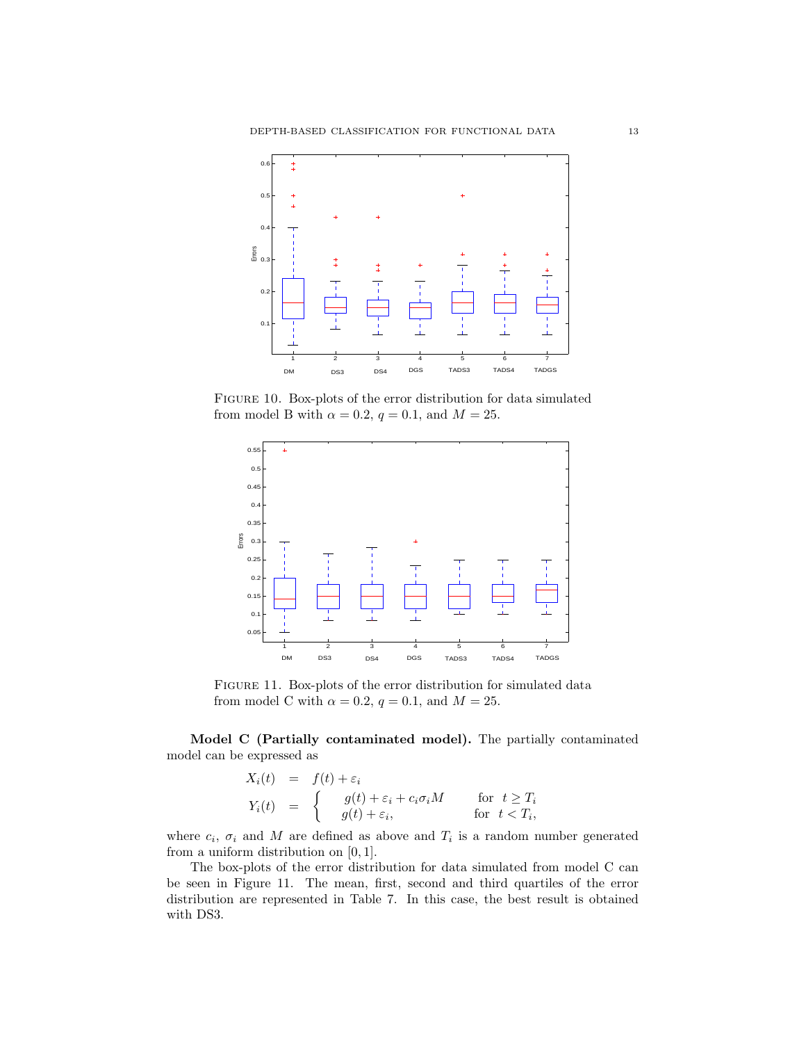FIGURE 10. Box-plots of the error distribution for data simulated from model B with $\alpha = 0.2$, $q = 0.1$, and $M = 25$.

FIGURE 11. Box-plots of the error distribution for simulated data from model C with $\alpha = 0.2$, $q = 0.1$, and $M = 25$.

**Model C (Partially contaminated model).** The partially contaminated model can be expressed as

$$
\begin{aligned}
X_i(t) &= f(t) + \varepsilon_i \\
Y_i(t) &= \begin{cases} g(t) + \varepsilon_i + c_i \sigma_i M & \text{for } \; t \geq T_i \\ g(t) + \varepsilon_i, & \text{for } \; t < T_i, \end{cases}
\end{aligned}
$$

where $c_i$, $\sigma_i$ and $M$ are defined as above and $T_i$ is a random number generated from a uniform distribution on $[0, 1]$.

The box-plots of the error distribution for data simulated from model C can be seen in Figure 11. The mean, first, second and third quartiles of the error distribution are represented in Table 7. In this case, the best result is obtained with DS3.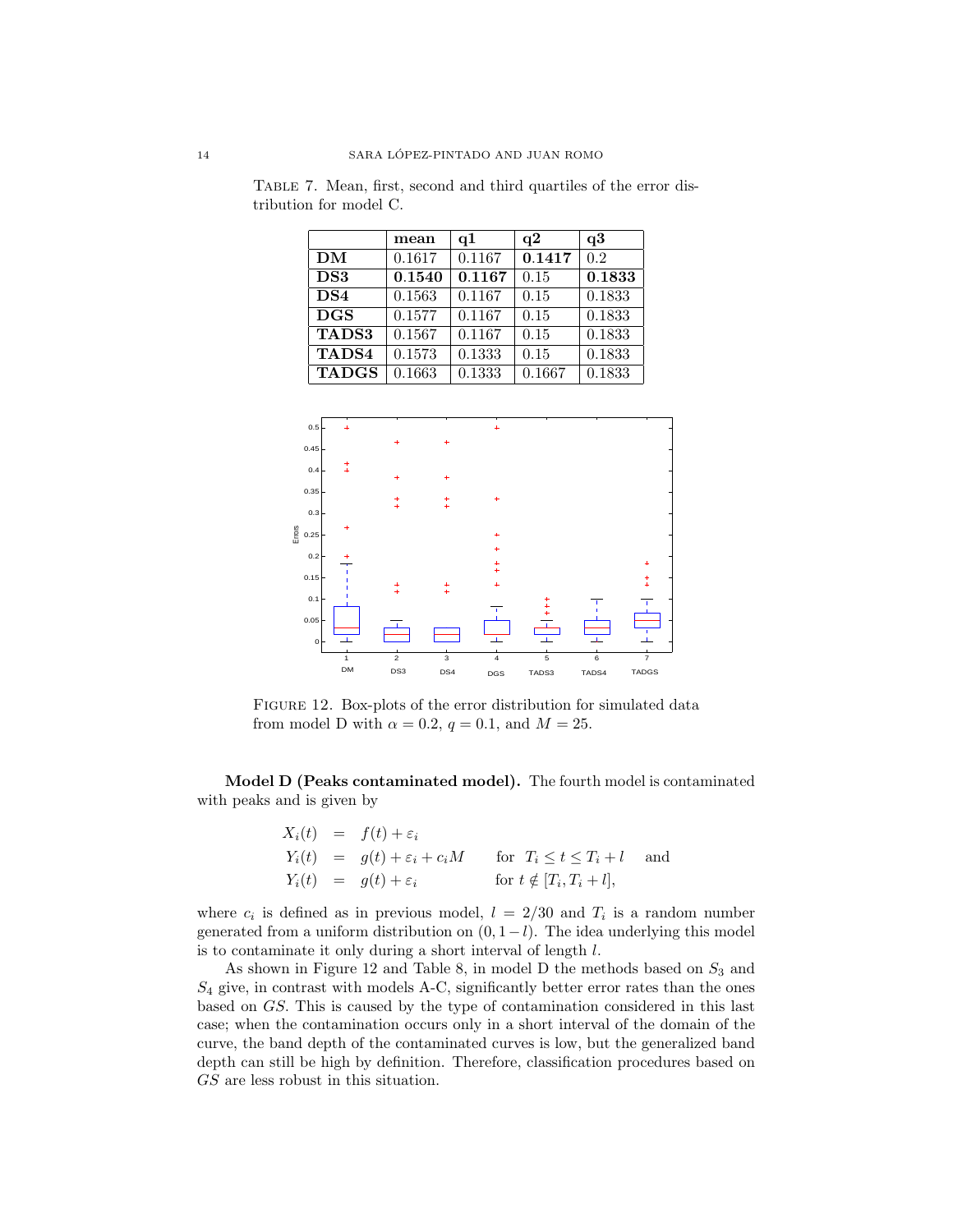Table 7. Mean, first, second and third quartiles of the error distribution for model C.

| | mean | q1 | q2 | q3 |
|---|---|---|---|---|
| **DM** | 0.1617 | 0.1167 | **0.1417** | 0.2 |
| **DS3** | **0.1540** | **0.1167** | 0.15 | **0.1833** |
| **DS4** | 0.1563 | 0.1167 | 0.15 | 0.1833 |
| **DGS** | 0.1577 | 0.1167 | 0.15 | 0.1833 |
| **TADS3** | 0.1567 | 0.1167 | 0.15 | 0.1833 |
| **TADS4** | 0.1573 | 0.1333 | 0.15 | 0.1833 |
| **TADGS** | 0.1663 | 0.1333 | 0.1667 | 0.1833 |

Figure 12. Box-plots of the error distribution for simulated data from model D with $\alpha = 0.2$, $q = 0.1$, and $M = 25$.

**Model D (Peaks contaminated model).** The fourth model is contaminated with peaks and is given by

$$
\begin{aligned}
X_i(t) &= f(t) + \varepsilon_i \\
Y_i(t) &= g(t) + \varepsilon_i + c_i M \qquad \text{for } T_i \le t \le T_i + l \quad \text{and} \\
Y_i(t) &= g(t) + \varepsilon_i \qquad\qquad \text{for } t \notin [T_i, T_i + l],
\end{aligned}
$$

where $c_i$ is defined as in previous model, $l = 2/30$ and $T_i$ is a random number generated from a uniform distribution on $(0, 1 - l)$. The idea underlying this model is to contaminate it only during a short interval of length $l$.

As shown in Figure 12 and Table 8, in model D the methods based on $S_3$ and $S_4$ give, in contrast with models A-C, significantly better error rates than the ones based on $GS$. This is caused by the type of contamination considered in this last case; when the contamination occurs only in a short interval of the domain of the curve, the band depth of the contaminated curves is low, but the generalized band depth can still be high by definition. Therefore, classification procedures based on $GS$ are less robust in this situation.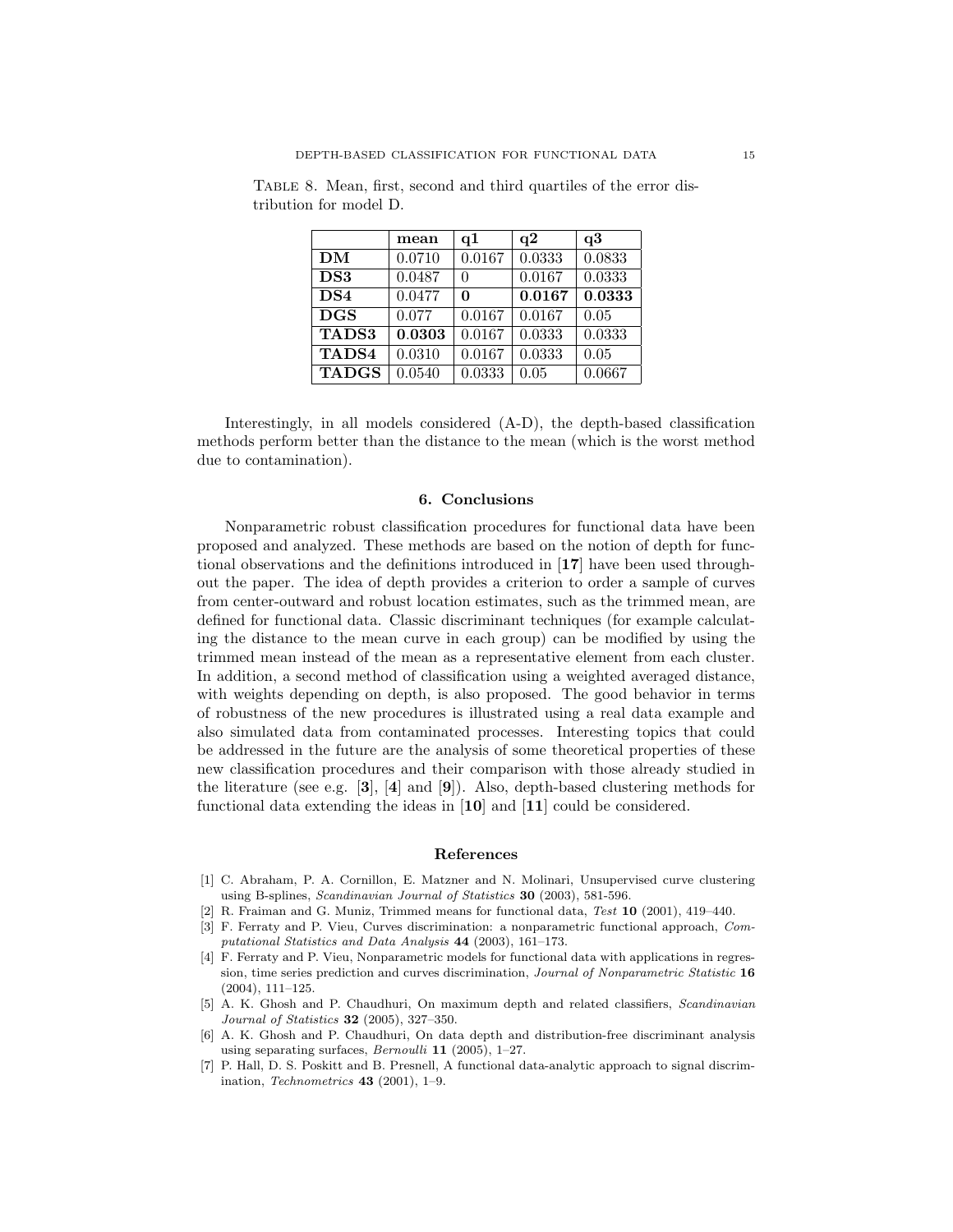Table 8. Mean, first, second and third quartiles of the error distribution for model D.

| | **mean** | **q1** | **q2** | **q3** |
|---|---|---|---|---|
| **DM** | 0.0710 | 0.0167 | 0.0333 | 0.0833 |
| **DS3** | 0.0487 | 0 | 0.0167 | 0.0333 |
| **DS4** | 0.0477 | **0** | **0.0167** | **0.0333** |
| **DGS** | 0.077 | 0.0167 | 0.0167 | 0.05 |
| **TADS3** | **0.0303** | 0.0167 | 0.0333 | 0.0333 |
| **TADS4** | 0.0310 | 0.0167 | 0.0333 | 0.05 |
| **TADGS** | 0.0540 | 0.0333 | 0.05 | 0.0667 |

Interestingly, in all models considered (A-D), the depth-based classification methods perform better than the distance to the mean (which is the worst method due to contamination).

## 6. Conclusions

Nonparametric robust classification procedures for functional data have been proposed and analyzed. These methods are based on the notion of depth for functional observations and the definitions introduced in [**17**] have been used throughout the paper. The idea of depth provides a criterion to order a sample of curves from center-outward and robust location estimates, such as the trimmed mean, are defined for functional data. Classic discriminant techniques (for example calculating the distance to the mean curve in each group) can be modified by using the trimmed mean instead of the mean as a representative element from each cluster. In addition, a second method of classification using a weighted averaged distance, with weights depending on depth, is also proposed. The good behavior in terms of robustness of the new procedures is illustrated using a real data example and also simulated data from contaminated processes. Interesting topics that could be addressed in the future are the analysis of some theoretical properties of these new classification procedures and their comparison with those already studied in the literature (see e.g. [**3**], [**4**] and [**9**]). Also, depth-based clustering methods for functional data extending the ideas in [**10**] and [**11**] could be considered.

## References

[1] C. Abraham, P. A. Cornillon, E. Matzner and N. Molinari, Unsupervised curve clustering using B-splines, *Scandinavian Journal of Statistics* **30** (2003), 581-596.

[2] R. Fraiman and G. Muniz, Trimmed means for functional data, *Test* **10** (2001), 419–440.

[3] F. Ferraty and P. Vieu, Curves discrimination: a nonparametric functional approach, *Computational Statistics and Data Analysis* **44** (2003), 161–173.

[4] F. Ferraty and P. Vieu, Nonparametric models for functional data with applications in regression, time series prediction and curves discrimination, *Journal of Nonparametric Statistic* **16** (2004), 111–125.

[5] A. K. Ghosh and P. Chaudhuri, On maximum depth and related classifiers, *Scandinavian Journal of Statistics* **32** (2005), 327–350.

[6] A. K. Ghosh and P. Chaudhuri, On data depth and distribution-free discriminant analysis using separating surfaces, *Bernoulli* **11** (2005), 1–27.

[7] P. Hall, D. S. Poskitt and B. Presnell, A functional data-analytic approach to signal discrimination, *Technometrics* **43** (2001), 1–9.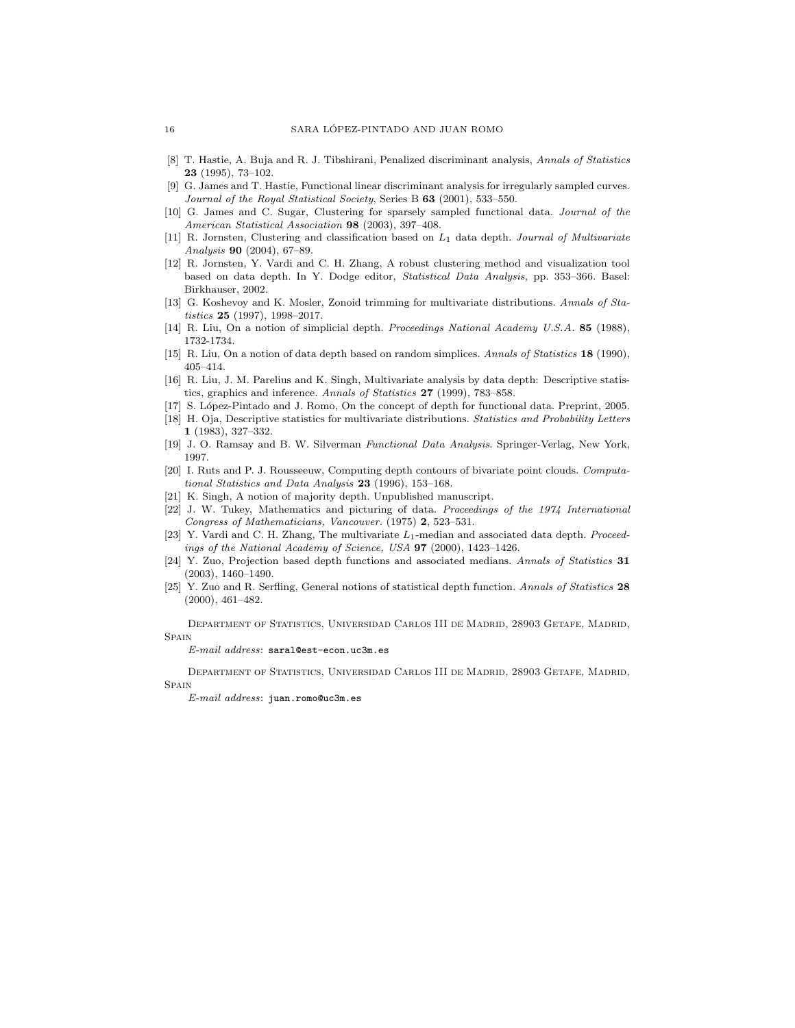[8] T. Hastie, A. Buja and R. J. Tibshirani, Penalized discriminant analysis, *Annals of Statistics* **23** (1995), 73–102.

[9] G. James and T. Hastie, Functional linear discriminant analysis for irregularly sampled curves. *Journal of the Royal Statistical Society*, Series B **63** (2001), 533–550.

[10] G. James and C. Sugar, Clustering for sparsely sampled functional data. *Journal of the American Statistical Association* **98** (2003), 397–408.

[11] R. Jornsten, Clustering and classification based on $L_1$ data depth. *Journal of Multivariate Analysis* **90** (2004), 67–89.

[12] R. Jornsten, Y. Vardi and C. H. Zhang, A robust clustering method and visualization tool based on data depth. In Y. Dodge editor, *Statistical Data Analysis*, pp. 353–366. Basel: Birkhauser, 2002.

[13] G. Koshevoy and K. Mosler, Zonoid trimming for multivariate distributions. *Annals of Statistics* **25** (1997), 1998–2017.

[14] R. Liu, On a notion of simplicial depth. *Proceedings National Academy U.S.A.* **85** (1988), 1732-1734.

[15] R. Liu, On a notion of data depth based on random simplices. *Annals of Statistics* **18** (1990), 405–414.

[16] R. Liu, J. M. Parelius and K. Singh, Multivariate analysis by data depth: Descriptive statistics, graphics and inference. *Annals of Statistics* **27** (1999), 783–858.

[17] S. López-Pintado and J. Romo, On the concept of depth for functional data. Preprint, 2005.

[18] H. Oja, Descriptive statistics for multivariate distributions. *Statistics and Probability Letters* **1** (1983), 327–332.

[19] J. O. Ramsay and B. W. Silverman *Functional Data Analysis*. Springer-Verlag, New York, 1997.

[20] I. Ruts and P. J. Rousseeuw, Computing depth contours of bivariate point clouds. *Computational Statistics and Data Analysis* **23** (1996), 153–168.

[21] K. Singh, A notion of majority depth. Unpublished manuscript.

[22] J. W. Tukey, Mathematics and picturing of data. *Proceedings of the 1974 International Congress of Mathematicians, Vancouver.* (1975) **2**, 523–531.

[23] Y. Vardi and C. H. Zhang, The multivariate $L_1$-median and associated data depth. *Proceedings of the National Academy of Science, USA* **97** (2000), 1423–1426.

[24] Y. Zuo, Projection based depth functions and associated medians. *Annals of Statistics* **31** (2003), 1460–1490.

[25] Y. Zuo and R. Serfling, General notions of statistical depth function. *Annals of Statistics* **28** (2000), 461–482.

Department of Statistics, Universidad Carlos III de Madrid, 28903 Getafe, Madrid, Spain

*E-mail address*: `saral@est-econ.uc3m.es`

Department of Statistics, Universidad Carlos III de Madrid, 28903 Getafe, Madrid, Spain

*E-mail address*: `juan.romo@uc3m.es`